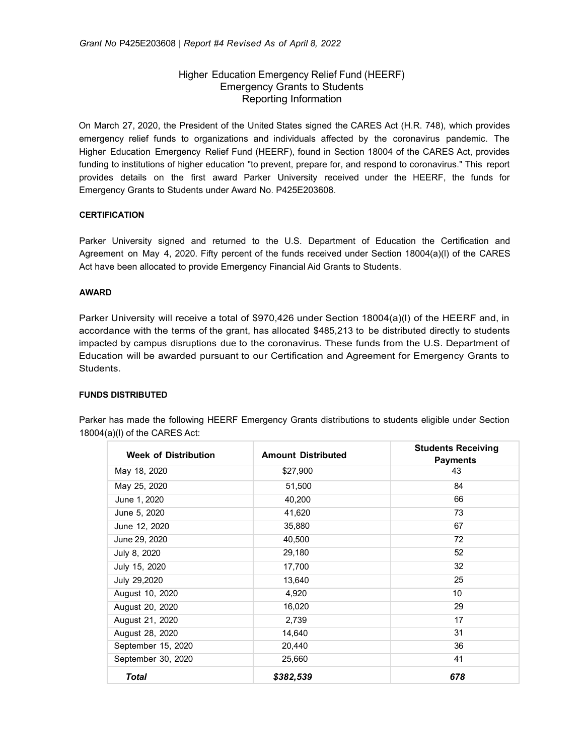*Grant No* P425E203608 | *Report #4 Revised As of April 8, 2022*

# Higher Education Emergency Relief Fund (HEERF) Emergency Grants to Students Reporting Information

On March 27, 2020, the President of the United States signed the CARES Act (H.R. 748), which provides emergency relief funds to organizations and individuals affected by the coronavirus pandemic. The Higher Education Emergency Relief Fund (HEERF), found in Section 18004 of the CARES Act, provides funding to institutions of higher education "to prevent, prepare for, and respond to coronavirus." This report provides details on the first award Parker University received under the HEERF, the funds for Emergency Grants to Students under Award No. P425E203608.

**CERTIFICATION**

Parker University signed and returned to the U.S. Department of Education the Certification and Agreement on May 4, 2020. Fifty percent of the funds received under Section 18004(a)(l) of the CARES Act have been allocated to provide Emergency Financial Aid Grants to Students.

**AWARD**

Parker University will receive a total of $970,426 under Section 18004(a)(l) of the HEERF and, in accordance with the terms of the grant, has allocated $485,213 to be distributed directly to students impacted by campus disruptions due to the coronavirus. These funds from the U.S. Department of Education will be awarded pursuant to our Certification and Agreement for Emergency Grants to Students.

**FUNDS DISTRIBUTED**

Parker has made the following HEERF Emergency Grants distributions to students eligible under Section 18004(a)(l) of the CARES Act:

| Week of Distribution | Amount Distributed | Students Receiving Payments |
|---|---|---|
| May 18, 2020 | $27,900 | 43 |
| May 25, 2020 | 51,500 | 84 |
| June 1, 2020 | 40,200 | 66 |
| June 5, 2020 | 41,620 | 73 |
| June 12, 2020 | 35,880 | 67 |
| June 29, 2020 | 40,500 | 72 |
| July 8, 2020 | 29,180 | 52 |
| July 15, 2020 | 17,700 | 32 |
| July 29,2020 | 13,640 | 25 |
| August 10, 2020 | 4,920 | 10 |
| August 20, 2020 | 16,020 | 29 |
| August 21, 2020 | 2,739 | 17 |
| August 28, 2020 | 14,640 | 31 |
| September 15, 2020 | 20,440 | 36 |
| September 30, 2020 | 25,660 | 41 |
| ***Total*** | ***$382,539*** | ***678*** |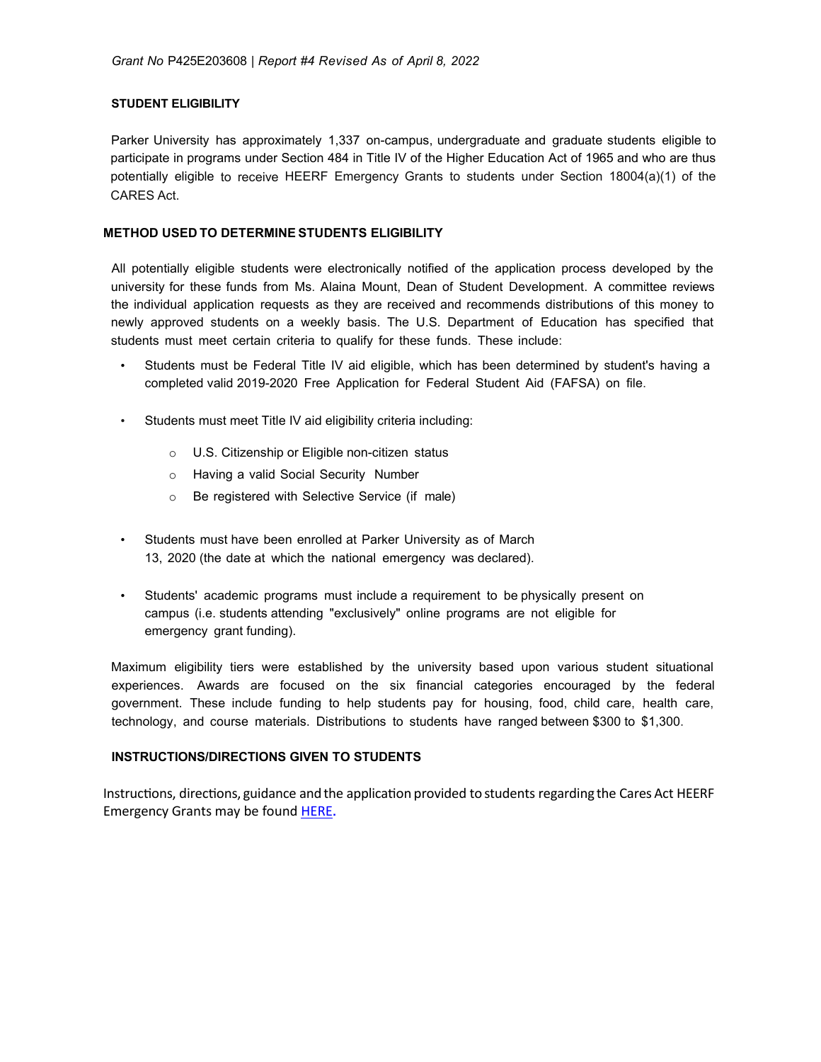## STUDENT ELIGIBILITY

Parker University has approximately 1,337 on-campus, undergraduate and graduate students eligible to participate in programs under Section 484 in Title IV of the Higher Education Act of 1965 and who are thus potentially eligible to receive HEERF Emergency Grants to students under Section 18004(a)(1) of the CARES Act.

## METHOD USED TO DETERMINE STUDENTS ELIGIBILITY

All potentially eligible students were electronically notified of the application process developed by the university for these funds from Ms. Alaina Mount, Dean of Student Development. A committee reviews the individual application requests as they are received and recommends distributions of this money to newly approved students on a weekly basis. The U.S. Department of Education has specified that students must meet certain criteria to qualify for these funds. These include:

- Students must be Federal Title IV aid eligible, which has been determined by student's having a completed valid 2019-2020 Free Application for Federal Student Aid (FAFSA) on file.
- Students must meet Title IV aid eligibility criteria including:
  - U.S. Citizenship or Eligible non-citizen status
  - Having a valid Social Security Number
  - Be registered with Selective Service (if male)
- Students must have been enrolled at Parker University as of March 13, 2020 (the date at which the national emergency was declared).
- Students' academic programs must include a requirement to be physically present on campus (i.e. students attending "exclusively" online programs are not eligible for emergency grant funding).

Maximum eligibility tiers were established by the university based upon various student situational experiences. Awards are focused on the six financial categories encouraged by the federal government. These include funding to help students pay for housing, food, child care, health care, technology, and course materials. Distributions to students have ranged between $300 to $1,300.

## INSTRUCTIONS/DIRECTIONS GIVEN TO STUDENTS

Instructions, directions, guidance and the application provided to students regarding the Cares Act HEERF Emergency Grants may be found HERE.